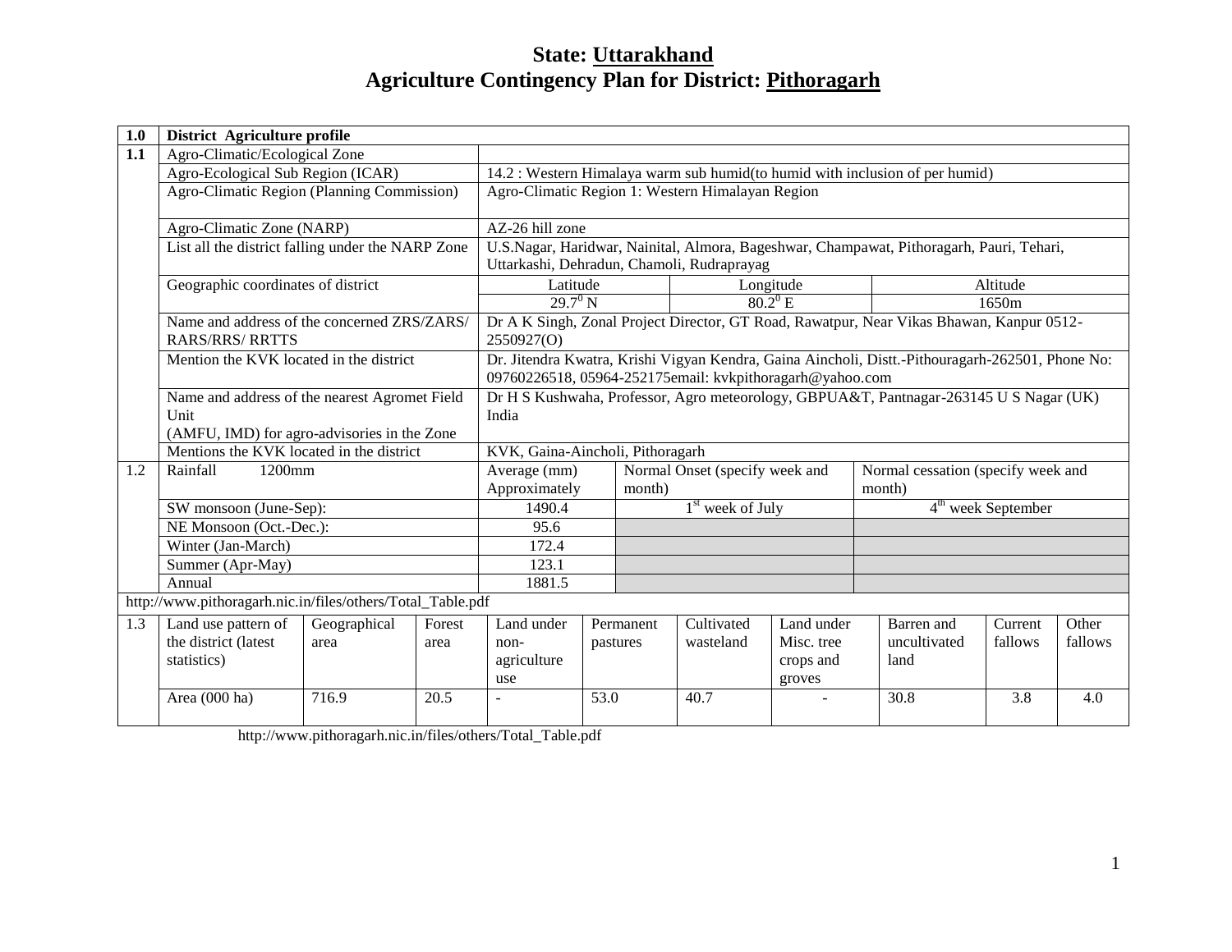# State: Uttarakhand

# Agriculture Contingency Plan for District: Pithoragarh

| 1.0 | District Agriculture profile | | | |
|---|---|---|---|---|
| 1.1 | Agro-Climatic/Ecological Zone | | | |
| | Agro-Ecological Sub Region (ICAR) | 14.2 : Western Himalaya warm sub humid(to humid with inclusion of per humid) | | |
| | Agro-Climatic Region (Planning Commission) | Agro-Climatic Region 1: Western Himalayan Region | | |
| | Agro-Climatic Zone (NARP) | AZ-26 hill zone | | |
| | List all the district falling under the NARP Zone | U.S.Nagar, Haridwar, Nainital, Almora, Bageshwar, Champawat, Pithoragarh, Pauri, Tehari, Uttarkashi, Dehradun, Chamoli, Rudraprayag | | |
| | Geographic coordinates of district | Latitude | Longitude | Altitude |
| | | $29.7^0$ N | $80.2^0$ E | 1650m |
| | Name and address of the concerned ZRS/ZARS/ RARS/RRS/ RRTTS | Dr A K Singh, Zonal Project Director, GT Road, Rawatpur, Near Vikas Bhawan, Kanpur 0512-2550927(O) | | |
| | Mention the KVK located in the district | Dr. Jitendra Kwatra, Krishi Vigyan Kendra, Gaina Aincholi, Distt.-Pithouragarh-262501, Phone No: 09760226518, 05964-252175email: kvkpithoragarh@yahoo.com | | |
| | Name and address of the nearest Agromet Field Unit (AMFU, IMD) for agro-advisories in the Zone | Dr H S Kushwaha, Professor, Agro meteorology, GBPUA&T, Pantnagar-263145 U S Nagar (UK) India | | |
| | Mentions the KVK located in the district | KVK, Gaina-Aincholi, Pithoragarh | | |
| 1.2 | Rainfall 1200mm | Average (mm) Approximately | Normal Onset (specify week and month) | Normal cessation (specify week and month) |
| | SW monsoon (June-Sep): | 1490.4 | 1[st] week of July | 4[th] week September |
| | NE Monsoon (Oct.-Dec.): | 95.6 | | |
| | Winter (Jan-March) | 172.4 | | |
| | Summer (Apr-May) | 123.1 | | |
| | Annual | 1881.5 | | |

http://www.pithoragarh.nic.in/files/others/Total_Table.pdf

| 1.3 | Land use pattern of the district (latest statistics) | Geographical area | Forest area | Land under non-agriculture use | Permanent pastures | Cultivated wasteland | Land under Misc. tree crops and groves | Barren and uncultivated land | Current fallows | Other fallows |
|---|---|---|---|---|---|---|---|---|---|---|
| | Area (000 ha) | 716.9 | 20.5 | - | 53.0 | 40.7 | - | 30.8 | 3.8 | 4.0 |

http://www.pithoragarh.nic.in/files/others/Total_Table.pdf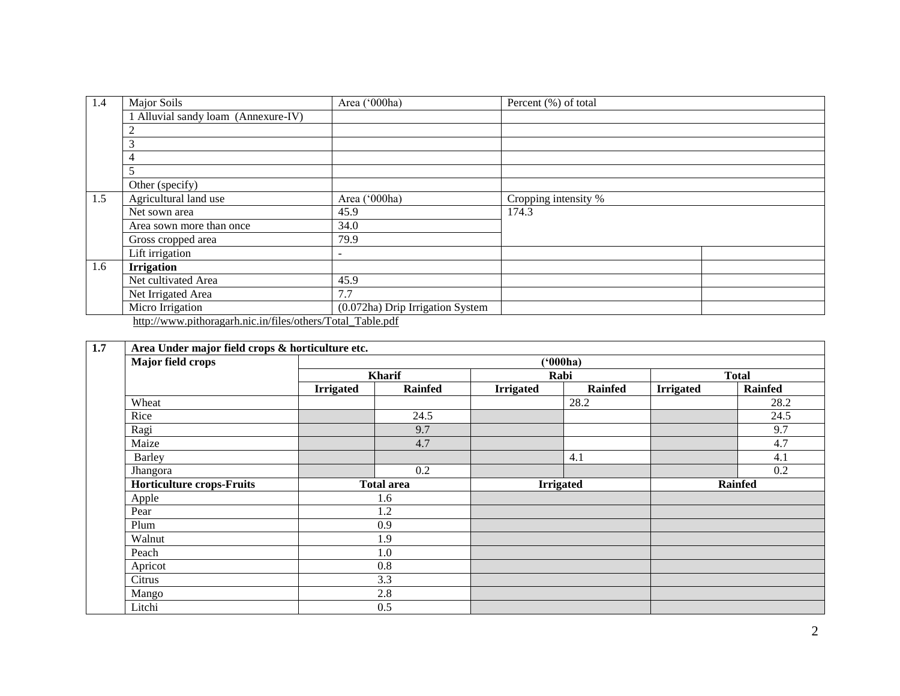| 1.4 | Major Soils | Area ('000ha) | Percent (%) of total | |
|---|---|---|---|---|
| | 1 Alluvial sandy loam (Annexure-IV) | | | |
| | 2 | | | |
| | 3 | | | |
| | 4 | | | |
| | 5 | | | |
| | Other (specify) | | | |
| 1.5 | Agricultural land use | Area ('000ha) | Cropping intensity % | |
| | Net sown area | 45.9 | 174.3 | |
| | Area sown more than once | 34.0 | | |
| | Gross cropped area | 79.9 | | |
| | Lift irrigation | - | | |
| 1.6 | **Irrigation** | | | |
| | Net cultivated Area | 45.9 | | |
| | Net Irrigated Area | 7.7 | | |
| | Micro Irrigation | (0.072ha) Drip Irrigation System | | |

http://www.pithoragarh.nic.in/files/others/Total_Table.pdf

| 1.7 | **Area Under major field crops & horticulture etc.** | | | | | | |
|---|---|---|---|---|---|---|---|
| | **Major field crops** | **('000ha)** | | | | | |
| | | **Kharif** | | **Rabi** | | **Total** | |
| | | **Irrigated** | **Rainfed** | **Irrigated** | **Rainfed** | **Irrigated** | **Rainfed** |
| | Wheat | | | | 28.2 | | 28.2 |
| | Rice | | 24.5 | | | | 24.5 |
| | Ragi | | 9.7 | | | | 9.7 |
| | Maize | | 4.7 | | | | 4.7 |
| | Barley | | | | 4.1 | | 4.1 |
| | Jhangora | | 0.2 | | | | 0.2 |
| | **Horticulture crops-Fruits** | **Total area** | | **Irrigated** | | **Rainfed** | |
| | Apple | 1.6 | | | | | |
| | Pear | 1.2 | | | | | |
| | Plum | 0.9 | | | | | |
| | Walnut | 1.9 | | | | | |
| | Peach | 1.0 | | | | | |
| | Apricot | 0.8 | | | | | |
| | Citrus | 3.3 | | | | | |
| | Mango | 2.8 | | | | | |
| | Litchi | 0.5 | | | | | |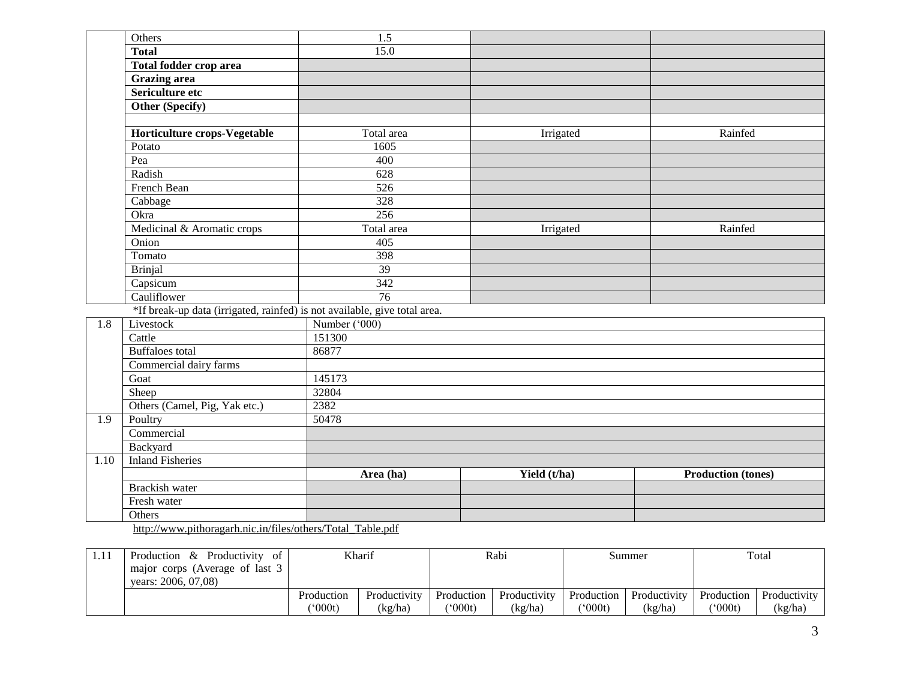| | | | | |
|---|---|---|---|---|
| | Others | 1.5 | | |
| | **Total** | 15.0 | | |
| | **Total fodder crop area** | | | |
| | **Grazing area** | | | |
| | **Sericulture etc** | | | |
| | **Other (Specify)** | | | |
| | | | | |
| | **Horticulture crops-Vegetable** | Total area | Irrigated | Rainfed |
| | Potato | 1605 | | |
| | Pea | 400 | | |
| | Radish | 628 | | |
| | French Bean | 526 | | |
| | Cabbage | 328 | | |
| | Okra | 256 | | |
| | Medicinal & Aromatic crops | Total area | Irrigated | Rainfed |
| | Onion | 405 | | |
| | Tomato | 398 | | |
| | Brinjal | 39 | | |
| | Capsicum | 342 | | |
| | Cauliflower | 76 | | |

*If break-up data (irrigated, rainfed) is not available, give total area.

| | | | | |
|---|---|---|---|---|
| 1.8 | Livestock | Number ('000) | | |
| | Cattle | 151300 | | |
| | Buffaloes total | 86877 | | |
| | Commercial dairy farms | | | |
| | Goat | 145173 | | |
| | Sheep | 32804 | | |
| | Others (Camel, Pig, Yak etc.) | 2382 | | |
| 1.9 | Poultry | 50478 | | |
| | Commercial | | | |
| | Backyard | | | |
| 1.10 | Inland Fisheries | | | |
| | | **Area (ha)** | **Yield (t/ha)** | **Production (tones)** |
| | Brackish water | | | |
| | Fresh water | | | |
| | Others | | | |

http://www.pithoragarh.nic.in/files/others/Total_Table.pdf

| | | | | | | | | | |
|---|---|---|---|---|---|---|---|---|---|
| 1.11 | Production & Productivity of major corps (Average of last 3 years: 2006, 07,08) | Kharif | | Rabi | | Summer | | Total | |
| | | Production ('000t) | Productivity (kg/ha) | Production ('000t) | Productivity (kg/ha) | Production ('000t) | Productivity (kg/ha) | Production ('000t) | Productivity (kg/ha) |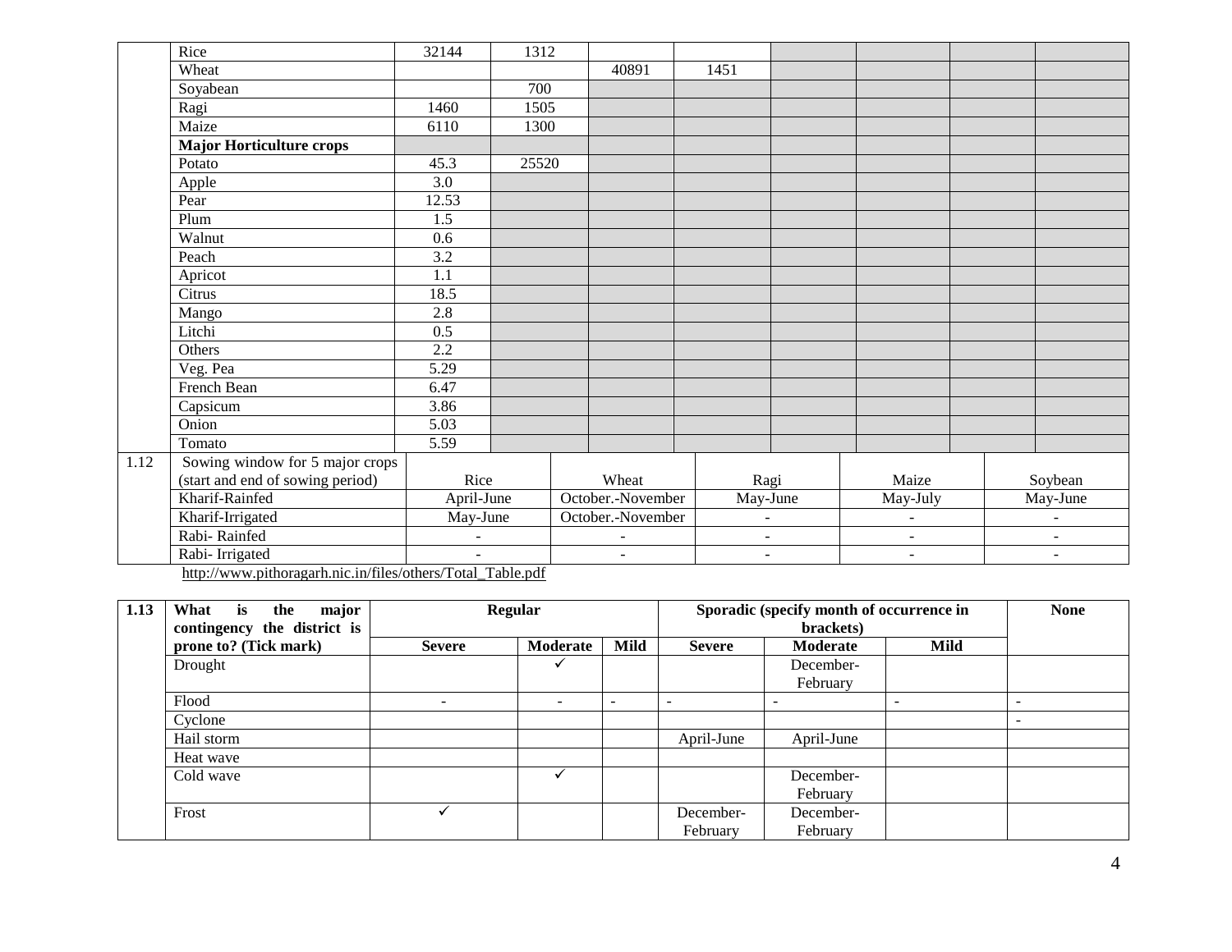| | | | | | | | | | |
|---|---|---|---|---|---|---|---|---|---|
| | Rice | 32144 | 1312 | | | | | | |
| | Wheat | | | 40891 | 1451 | | | | |
| | Soyabean | | 700 | | | | | | |
| | Ragi | 1460 | 1505 | | | | | | |
| | Maize | 6110 | 1300 | | | | | | |
| | **Major Horticulture crops** | | | | | | | | |
| | Potato | 45.3 | 25520 | | | | | | |
| | Apple | 3.0 | | | | | | | |
| | Pear | 12.53 | | | | | | | |
| | Plum | 1.5 | | | | | | | |
| | Walnut | 0.6 | | | | | | | |
| | Peach | 3.2 | | | | | | | |
| | Apricot | 1.1 | | | | | | | |
| | Citrus | 18.5 | | | | | | | |
| | Mango | 2.8 | | | | | | | |
| | Litchi | 0.5 | | | | | | | |
| | Others | 2.2 | | | | | | | |
| | Veg. Pea | 5.29 | | | | | | | |
| | French Bean | 6.47 | | | | | | | |
| | Capsicum | 3.86 | | | | | | | |
| | Onion | 5.03 | | | | | | | |
| | Tomato | 5.59 | | | | | | | |

| | | | | | | |
|---|---|---|---|---|---|---|
| 1.12 | Sowing window for 5 major crops (start and end of sowing period) | Rice | Wheat | Ragi | Maize | Soybean |
| | Kharif-Rainfed | April-June | October.-November | May-June | May-July | May-June |
| | Kharif-Irrigated | May-June | October.-November | - | - | - |
| | Rabi- Rainfed | - | - | - | - | - |
| | Rabi- Irrigated | - | - | - | - | - |

http://www.pithoragarh.nic.in/files/others/Total_Table.pdf

| 1.13 | What is the major contingency the district is prone to? (Tick mark) | Regular | | | Sporadic (specify month of occurrence in brackets) | | | None |
|---|---|---|---|---|---|---|---|---|
| | | **Severe** | **Moderate** | **Mild** | **Severe** | **Moderate** | **Mild** | |
| | Drought | | ✓ | | | December-February | | |
| | Flood | - | - | - | - | - | - | - |
| | Cyclone | | | | | | | - |
| | Hail storm | | | | April-June | April-June | | |
| | Heat wave | | | | | | | |
| | Cold wave | | ✓ | | | December-February | | |
| | Frost | ✓ | | | December-February | December-February | | |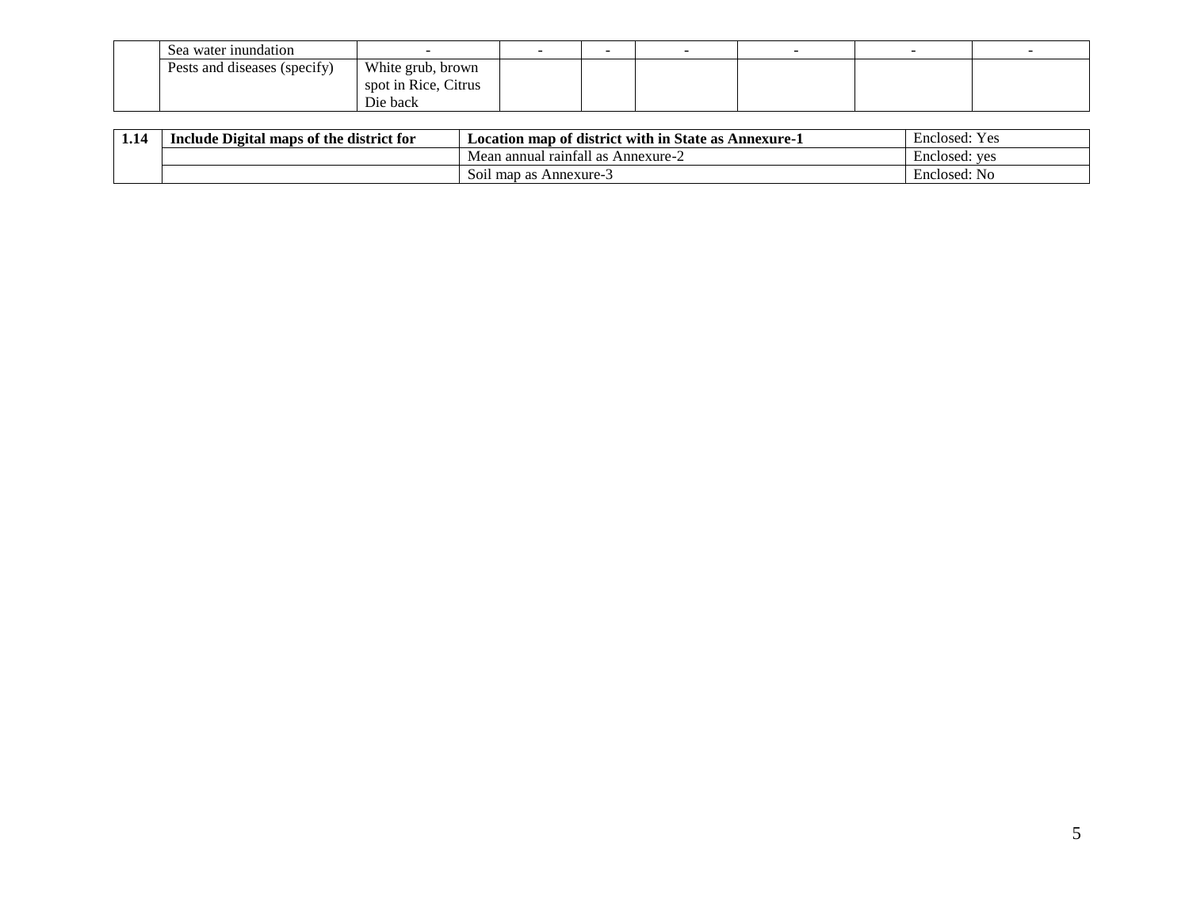|  | Sea water inundation | - | - | - | - | - | - | - |
|---|---|---|---|---|---|---|---|---|
|  | Pests and diseases (specify) | White grub, brown spot in Rice, Citrus Die back |  |  |  |  |  |  |

| 1.14 | **Include Digital maps of the district for** | **Location map of district with in State as Annexure-1** | Enclosed: Yes |
|---|---|---|---|
|  |  | Mean annual rainfall as Annexure-2 | Enclosed: yes |
|  |  | Soil map as Annexure-3 | Enclosed: No |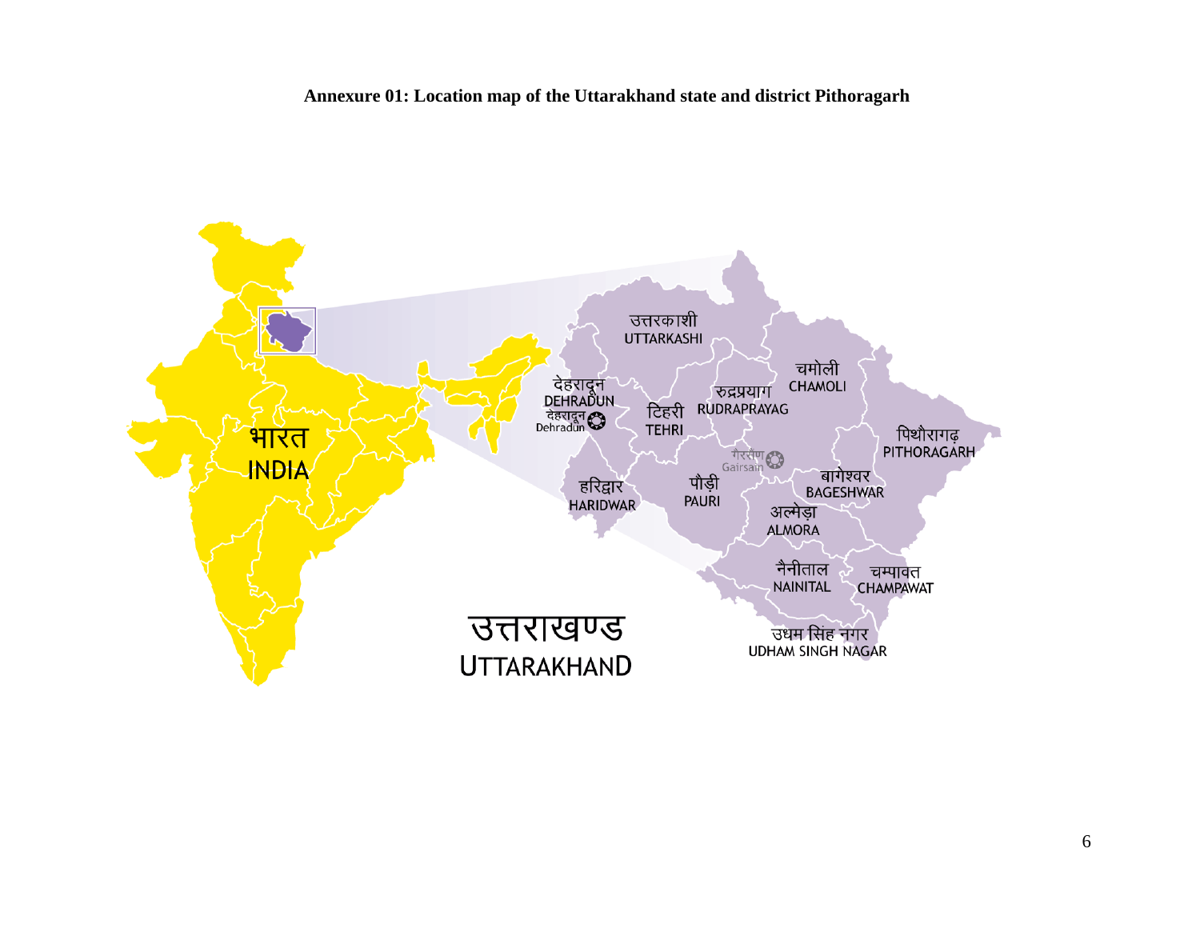**Annexure 01: Location map of the Uttarakhand state and district Pithoragarh**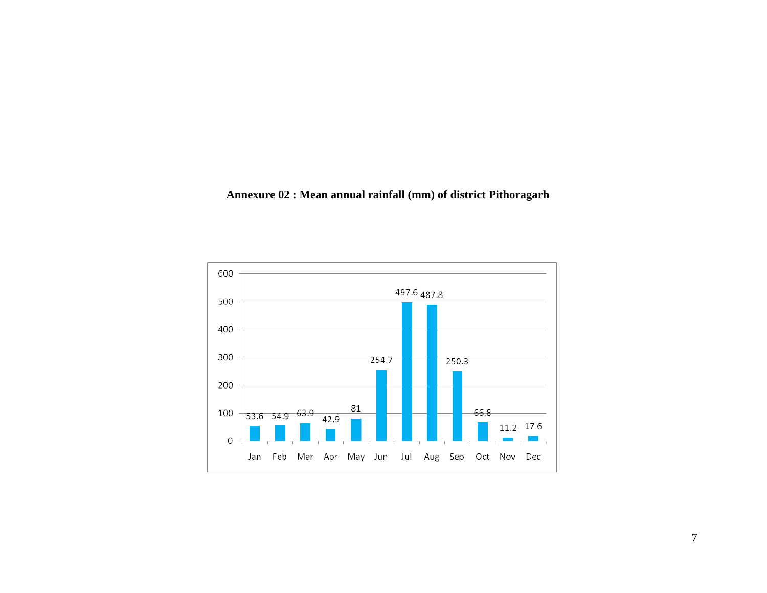**Annexure 02 : Mean annual rainfall (mm) of district Pithoragarh**

| Month | Jan | Feb | Mar | Apr | May | Jun | Jul | Aug | Sep | Oct | Nov | Dec |
|---|---|---|---|---|---|---|---|---|---|---|---|---|
| Rainfall (mm) | 53.6 | 54.9 | 63.9 | 42.9 | 81 | 254.7 | 497.6 | 487.8 | 250.3 | 66.8 | 11.2 | 17.6 |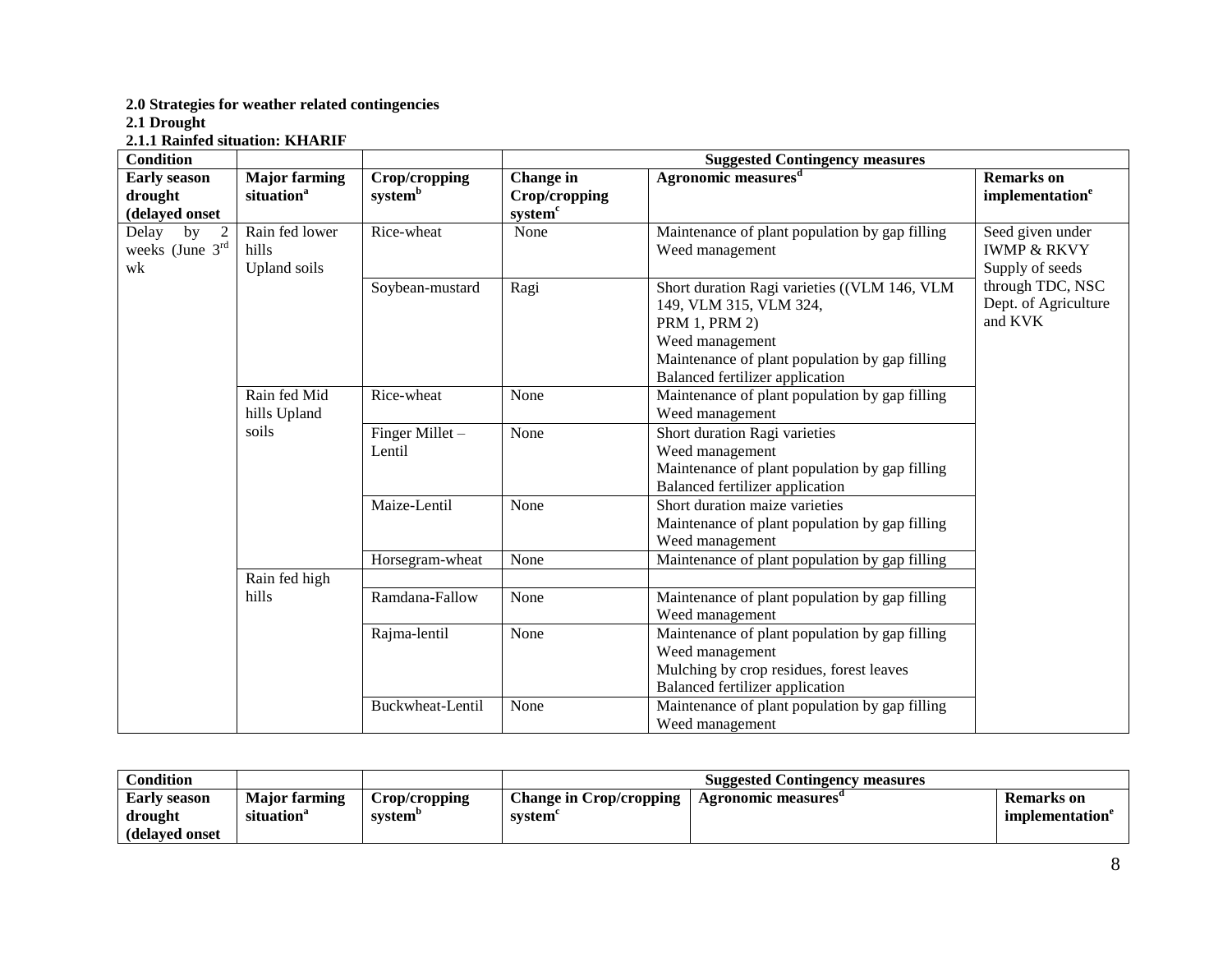**2.0 Strategies for weather related contingencies**

**2.1 Drought**

**2.1.1 Rainfed situation: KHARIF**

| Condition | | | Suggested Contingency measures | | |
|---|---|---|---|---|---|
| **Early season drought (delayed onset** | **Major farming situation[a]** | **Crop/cropping system[b]** | **Change in Crop/cropping system[c]** | **Agronomic measures[d]** | **Remarks on implementation[e]** |
| Delay by 2 weeks (June 3rd wk | Rain fed lower hills Upland soils | Rice-wheat | None | Maintenance of plant population by gap filling<br>Weed management | Seed given under IWMP & RKVY<br>Supply of seeds through TDC, NSC Dept. of Agriculture and KVK |
| | | Soybean-mustard | Ragi | Short duration Ragi varieties ((VLM 146, VLM 149, VLM 315, VLM 324, PRM 1, PRM 2)<br>Weed management<br>Maintenance of plant population by gap filling<br>Balanced fertilizer application | |
| | Rain fed Mid hills Upland soils | Rice-wheat | None | Maintenance of plant population by gap filling<br>Weed management | |
| | | Finger Millet – Lentil | None | Short duration Ragi varieties<br>Weed management<br>Maintenance of plant population by gap filling<br>Balanced fertilizer application | |
| | | Maize-Lentil | None | Short duration maize varieties<br>Maintenance of plant population by gap filling<br>Weed management | |
| | | Horsegram-wheat | None | Maintenance of plant population by gap filling | |
| | Rain fed high hills | | | | |
| | | Ramdana-Fallow | None | Maintenance of plant population by gap filling<br>Weed management | |
| | | Rajma-lentil | None | Maintenance of plant population by gap filling<br>Weed management<br>Mulching by crop residues, forest leaves<br>Balanced fertilizer application | |
| | | Buckwheat-Lentil | None | Maintenance of plant population by gap filling<br>Weed management | |

| Condition | | | Suggested Contingency measures | | |
|---|---|---|---|---|---|
| **Early season drought (delayed onset** | **Major farming situation[a]** | **Crop/cropping system[b]** | **Change in Crop/cropping system[c]** | **Agronomic measures[d]** | **Remarks on implementation[e]** |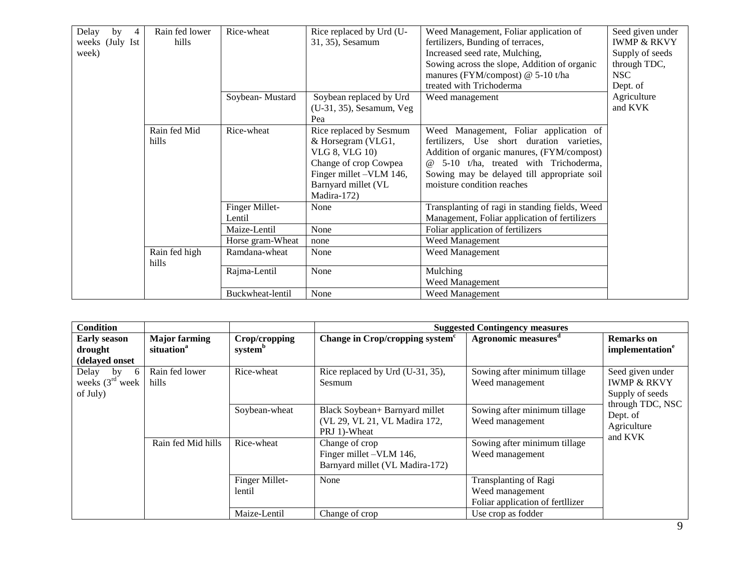| Delay by 4 weeks (July Ist week) | Rain fed lower hills | Rice-wheat | Rice replaced by Urd (U-31, 35), Sesamum | Weed Management, Foliar application of fertilizers, Bunding of terraces, Increased seed rate, Mulching, Sowing across the slope, Addition of organic manures (FYM/compost) @ 5-10 t/ha treated with Trichoderma | Seed given under IWMP & RKVY Supply of seeds through TDC, NSC Dept. of Agriculture and KVK |
|---|---|---|---|---|---|
| | | Soybean- Mustard | Soybean replaced by Urd (U-31, 35), Sesamum, Veg Pea | Weed management | |
| | Rain fed Mid hills | Rice-wheat | Rice replaced by Sesmum & Horsegram (VLG1, VLG 8, VLG 10) Change of crop Cowpea Finger millet –VLM 146, Barnyard millet (VL Madira-172) | Weed Management, Foliar application of fertilizers, Use short duration varieties, Addition of organic manures, (FYM/compost) @ 5-10 t/ha, treated with Trichoderma, Sowing may be delayed till appropriate soil moisture condition reaches | |
| | | Finger Millet-Lentil | None | Transplanting of ragi in standing fields, Weed Management, Foliar application of fertilizers | |
| | | Maize-Lentil | None | Foliar application of fertilizers | |
| | | Horse gram-Wheat | none | Weed Management | |
| | Rain fed high hills | Ramdana-wheat | None | Weed Management | |
| | | Rajma-Lentil | None | Mulching Weed Management | |
| | | Buckwheat-lentil | None | Weed Management | |

| Condition | | | Suggested Contingency measures | | |
|---|---|---|---|---|---|
| Early season drought (delayed onset | Major farming situation[a] | Crop/cropping system[b] | Change in Crop/cropping system[c] | Agronomic measures[d] | Remarks on implementation[e] |
| Delay by 6 weeks (3rd week of July) | Rain fed lower hills | Rice-wheat | Rice replaced by Urd (U-31, 35), Sesmum | Sowing after minimum tillage Weed management | Seed given under IWMP & RKVY Supply of seeds through TDC, NSC Dept. of Agriculture and KVK |
| | | Soybean-wheat | Black Soybean+ Barnyard millet (VL 29, VL 21, VL Madira 172, PRJ 1)-Wheat | Sowing after minimum tillage Weed management | |
| | Rain fed Mid hills | Rice-wheat | Change of crop Finger millet –VLM 146, Barnyard millet (VL Madira-172) | Sowing after minimum tillage Weed management | |
| | | Finger Millet-lentil | None | Transplanting of Ragi Weed management Foliar application of fertllizer | |
| | | Maize-Lentil | Change of crop | Use crop as fodder | |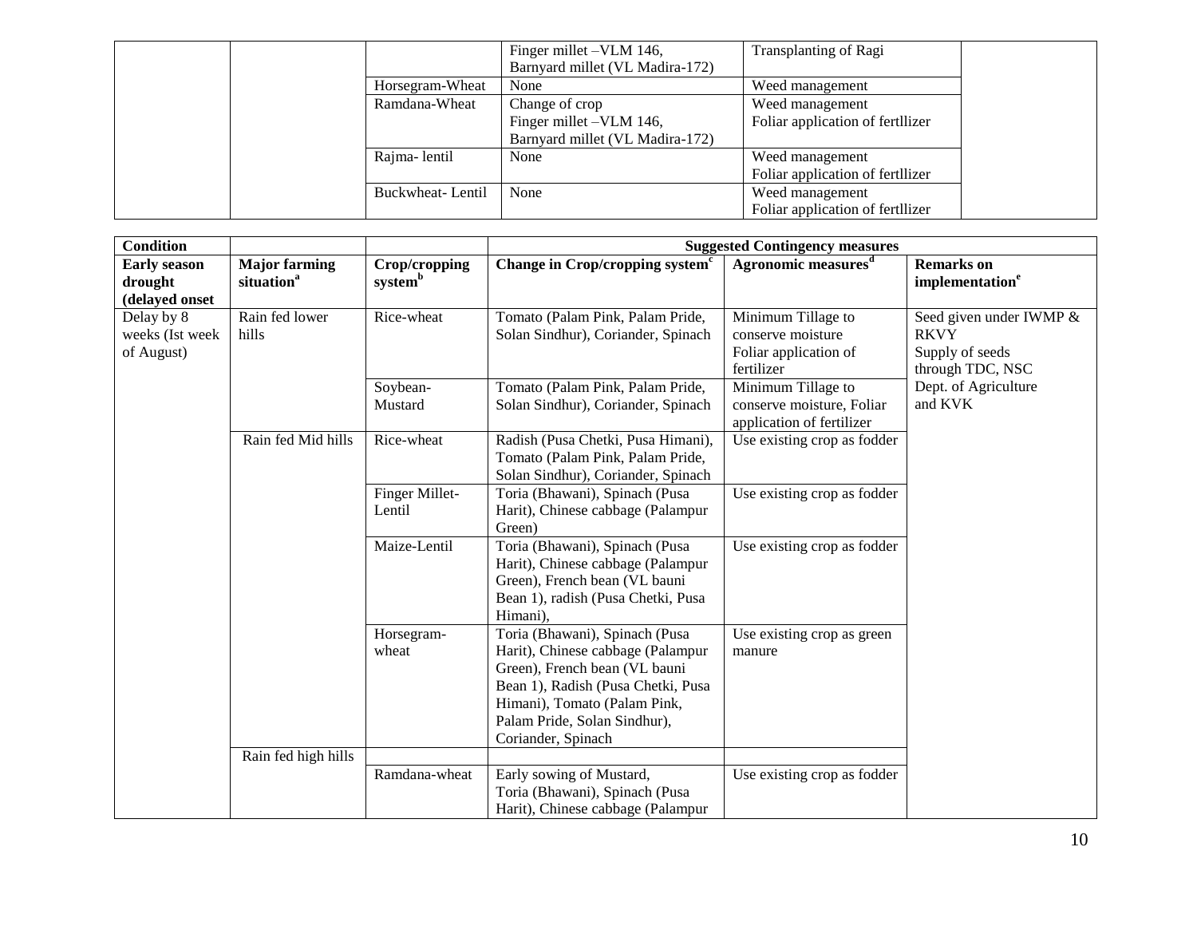| | | | Finger millet –VLM 146, Barnyard millet (VL Madira-172) | Transplanting of Ragi | |
|---|---|---|---|---|---|
| | | Horsegram-Wheat | None | Weed management | |
| | | Ramdana-Wheat | Change of crop<br>Finger millet –VLM 146, Barnyard millet (VL Madira-172) | Weed management<br>Foliar application of fertllizer | |
| | | Rajma- lentil | None | Weed management<br>Foliar application of fertllizer | |
| | | Buckwheat- Lentil | None | Weed management<br>Foliar application of fertllizer | |

| Condition | | | Suggested Contingency measures | | |
|---|---|---|---|---|---|
| **Early season drought (delayed onset** | **Major farming situation[a]** | **Crop/cropping system[b]** | **Change in Crop/cropping system[c]** | **Agronomic measures[d]** | **Remarks on implementation[e]** |
| Delay by 8 weeks (Ist week of August) | Rain fed lower hills | Rice-wheat | Tomato (Palam Pink, Palam Pride, Solan Sindhur), Coriander, Spinach | Minimum Tillage to conserve moisture<br>Foliar application of fertilizer | Seed given under IWMP & RKVY<br>Supply of seeds through TDC, NSC<br>Dept. of Agriculture and KVK |
| | | Soybean-Mustard | Tomato (Palam Pink, Palam Pride, Solan Sindhur), Coriander, Spinach | Minimum Tillage to conserve moisture, Foliar application of fertilizer | |
| | Rain fed Mid hills | Rice-wheat | Radish (Pusa Chetki, Pusa Himani), Tomato (Palam Pink, Palam Pride, Solan Sindhur), Coriander, Spinach | Use existing crop as fodder | |
| | | Finger Millet-Lentil | Toria (Bhawani), Spinach (Pusa Harit), Chinese cabbage (Palampur Green) | Use existing crop as fodder | |
| | | Maize-Lentil | Toria (Bhawani), Spinach (Pusa Harit), Chinese cabbage (Palampur Green), French bean (VL bauni Bean 1), radish (Pusa Chetki, Pusa Himani), | Use existing crop as fodder | |
| | | Horsegram-wheat | Toria (Bhawani), Spinach (Pusa Harit), Chinese cabbage (Palampur Green), French bean (VL bauni Bean 1), Radish (Pusa Chetki, Pusa Himani), Tomato (Palam Pink, Palam Pride, Solan Sindhur), Coriander, Spinach | Use existing crop as green manure | |
| | Rain fed high hills | | | | |
| | | Ramdana-wheat | Early sowing of Mustard, Toria (Bhawani), Spinach (Pusa Harit), Chinese cabbage (Palampur | Use existing crop as fodder | |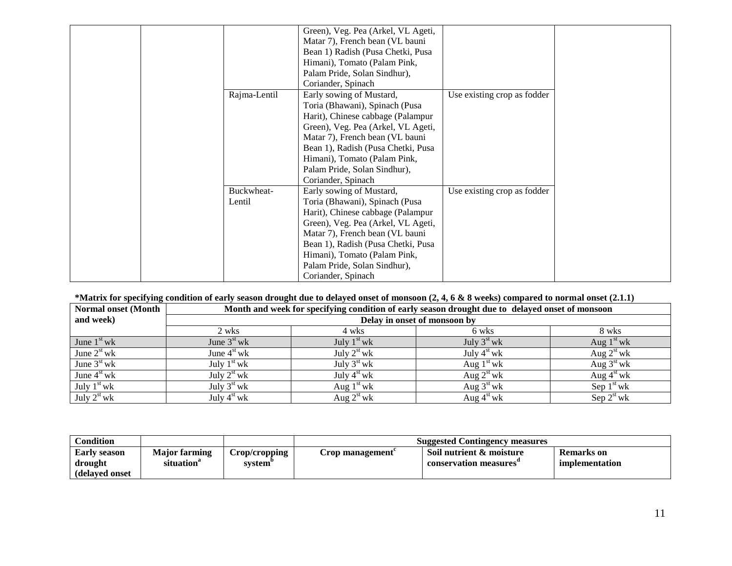| | | | Green), Veg. Pea (Arkel, VL Ageti, Matar 7), French bean (VL bauni Bean 1) Radish (Pusa Chetki, Pusa Himani), Tomato (Palam Pink, Palam Pride, Solan Sindhur), Coriander, Spinach | | |
|---|---|---|---|---|---|
| | | Rajma-Lentil | Early sowing of Mustard, Toria (Bhawani), Spinach (Pusa Harit), Chinese cabbage (Palampur Green), Veg. Pea (Arkel, VL Ageti, Matar 7), French bean (VL bauni Bean 1), Radish (Pusa Chetki, Pusa Himani), Tomato (Palam Pink, Palam Pride, Solan Sindhur), Coriander, Spinach | Use existing crop as fodder | |
| | | Buckwheat-Lentil | Early sowing of Mustard, Toria (Bhawani), Spinach (Pusa Harit), Chinese cabbage (Palampur Green), Veg. Pea (Arkel, VL Ageti, Matar 7), French bean (VL bauni Bean 1), Radish (Pusa Chetki, Pusa Himani), Tomato (Palam Pink, Palam Pride, Solan Sindhur), Coriander, Spinach | Use existing crop as fodder | |

**\*Matrix for specifying condition of early season drought due to delayed onset of monsoon (2, 4, 6 & 8 weeks) compared to normal onset (2.1.1)**

| Normal onset (Month and week) | Month and week for specifying condition of early season drought due to delayed onset of monsoon | | | |
|---|---|---|---|---|
| | Delay in onset of monsoon by | | | |
| | 2 wks | 4 wks | 6 wks | 8 wks |
| June 1st wk | June 3st wk | July 1st wk | July 3st wk | Aug 1st wk |
| June 2st wk | June 4st wk | July 2st wk | July 4st wk | Aug 2st wk |
| June 3st wk | July 1st wk | July 3st wk | Aug 1st wk | Aug 3st wk |
| June 4st wk | July 2st wk | July 4st wk | Aug 2st wk | Aug 4st wk |
| July 1st wk | July 3st wk | Aug 1st wk | Aug 3st wk | Sep 1st wk |
| July 2st wk | July 4st wk | Aug 2st wk | Aug 4st wk | Sep 2st wk |

| Condition | | | Suggested Contingency measures | | |
|---|---|---|---|---|---|
| **Early season drought (delayed onset** | **Major farming situation[a]** | **Crop/cropping system[b]** | **Crop management[c]** | **Soil nutrient & moisture conservation measures[d]** | **Remarks on implementation** |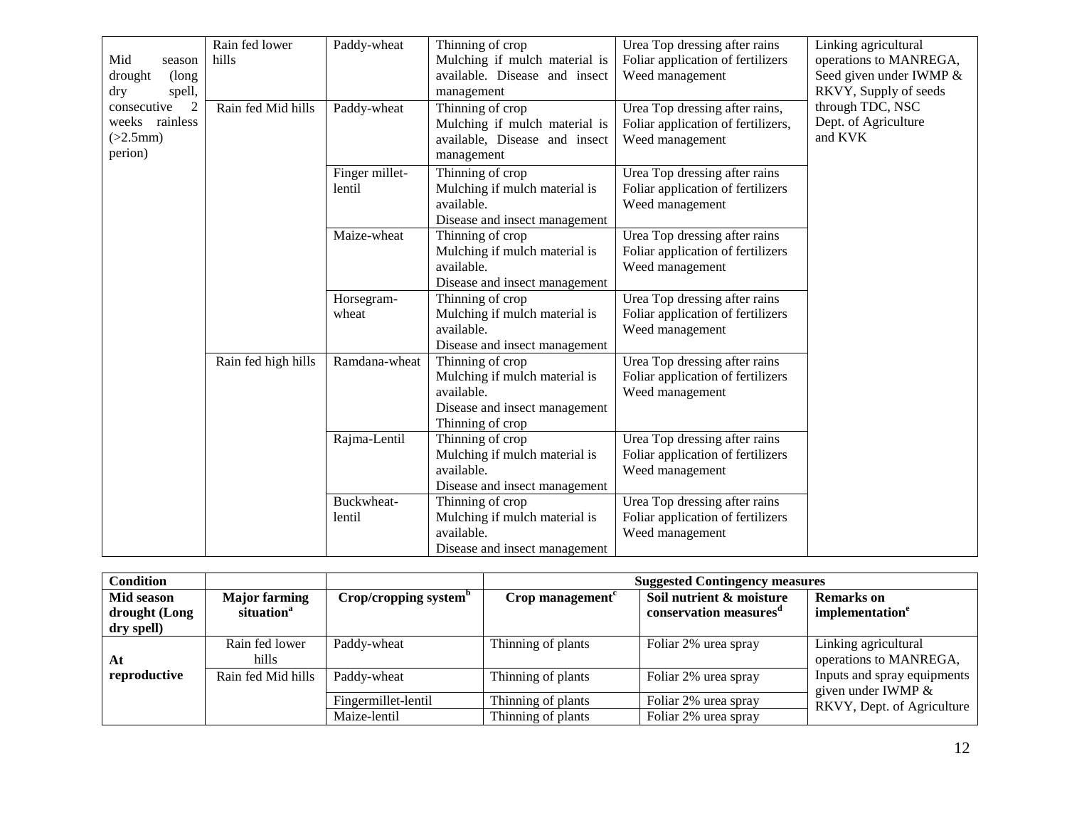| | | | | | |
|---|---|---|---|---|---|
| Mid season drought (long dry spell, consecutive 2 weeks rainless (>2.5mm) perion) | Rain fed lower hills | Paddy-wheat | Thinning of crop<br>Mulching if mulch material is available. Disease and insect management | Urea Top dressing after rains<br>Foliar application of fertilizers<br>Weed management | Linking agricultural operations to MANREGA, Seed given under IWMP & RKVY, Supply of seeds through TDC, NSC Dept. of Agriculture and KVK |
| | Rain fed Mid hills | Paddy-wheat | Thinning of crop<br>Mulching if mulch material is available, Disease and insect management | Urea Top dressing after rains,<br>Foliar application of fertilizers,<br>Weed management | |
| | | Finger millet-lentil | Thinning of crop<br>Mulching if mulch material is available.<br>Disease and insect management | Urea Top dressing after rains<br>Foliar application of fertilizers<br>Weed management | |
| | | Maize-wheat | Thinning of crop<br>Mulching if mulch material is available.<br>Disease and insect management | Urea Top dressing after rains<br>Foliar application of fertilizers<br>Weed management | |
| | | Horsegram-wheat | Thinning of crop<br>Mulching if mulch material is available.<br>Disease and insect management | Urea Top dressing after rains<br>Foliar application of fertilizers<br>Weed management | |
| | Rain fed high hills | Ramdana-wheat | Thinning of crop<br>Mulching if mulch material is available.<br>Disease and insect management<br>Thinning of crop | Urea Top dressing after rains<br>Foliar application of fertilizers<br>Weed management | |
| | | Rajma-Lentil | Thinning of crop<br>Mulching if mulch material is available.<br>Disease and insect management | Urea Top dressing after rains<br>Foliar application of fertilizers<br>Weed management | |
| | | Buckwheat-lentil | Thinning of crop<br>Mulching if mulch material is available.<br>Disease and insect management | Urea Top dressing after rains<br>Foliar application of fertilizers<br>Weed management | |

| **Condition** | | | **Suggested Contingency measures** | | |
|---|---|---|---|---|---|
| **Mid season drought (Long dry spell)** | **Major farming situation[a]** | **Crop/cropping system[b]** | **Crop management[c]** | **Soil nutrient & moisture conservation measures[d]** | **Remarks on implementation[e]** |
| **At reproductive** | Rain fed lower hills | Paddy-wheat | Thinning of plants | Foliar 2% urea spray | Linking agricultural operations to MANREGA, Inputs and spray equipments given under IWMP & RKVY, Dept. of Agriculture |
| | Rain fed Mid hills | Paddy-wheat | Thinning of plants | Foliar 2% urea spray | |
| | | Fingermillet-lentil | Thinning of plants | Foliar 2% urea spray | |
| | | Maize-lentil | Thinning of plants | Foliar 2% urea spray | |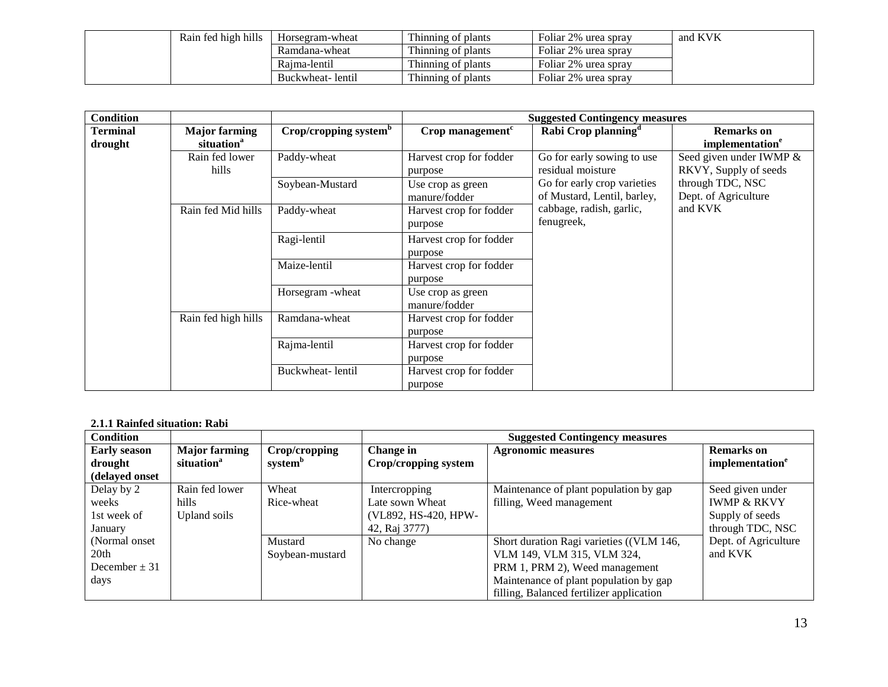| | Rain fed high hills | Horsegram-wheat | Thinning of plants | Foliar 2% urea spray | and KVK |
|---|---|---|---|---|---|
| | | Ramdana-wheat | Thinning of plants | Foliar 2% urea spray | |
| | | Rajma-lentil | Thinning of plants | Foliar 2% urea spray | |
| | | Buckwheat- lentil | Thinning of plants | Foliar 2% urea spray | |

| Condition | | | Suggested Contingency measures | | |
|---|---|---|---|---|---|
| **Terminal drought** | **Major farming situation[a]** | **Crop/cropping system[b]** | **Crop management[c]** | **Rabi Crop planning[d]** | **Remarks on implementation[e]** |
| | Rain fed lower hills | Paddy-wheat | Harvest crop for fodder purpose | Go for early sowing to use residual moisture<br>Go for early crop varieties of Mustard, Lentil, barley, cabbage, radish, garlic, fenugreek, | Seed given under IWMP & RKVY, Supply of seeds through TDC, NSC Dept. of Agriculture and KVK |
| | | Soybean-Mustard | Use crop as green manure/fodder | | |
| | Rain fed Mid hills | Paddy-wheat | Harvest crop for fodder purpose | | |
| | | Ragi-lentil | Harvest crop for fodder purpose | | |
| | | Maize-lentil | Harvest crop for fodder purpose | | |
| | | Horsegram -wheat | Use crop as green manure/fodder | | |
| | Rain fed high hills | Ramdana-wheat | Harvest crop for fodder purpose | | |
| | | Rajma-lentil | Harvest crop for fodder purpose | | |
| | | Buckwheat- lentil | Harvest crop for fodder purpose | | |

**2.1.1 Rainfed situation: Rabi**

| Condition | | | Suggested Contingency measures | | |
|---|---|---|---|---|---|
| **Early season drought (delayed onset** | **Major farming situation[a]** | **Crop/cropping system[b]** | **Change in Crop/cropping system** | **Agronomic measures** | **Remarks on implementation[e]** |
| Delay by 2 weeks 1st week of January (Normal onset 20th December ± 31 days | Rain fed lower hills Upland soils | Wheat Rice-wheat | Intercropping Late sown Wheat (VL892, HS-420, HPW-42, Raj 3777) | Maintenance of plant population by gap filling, Weed management | Seed given under IWMP & RKVY Supply of seeds through TDC, NSC Dept. of Agriculture and KVK |
| | | Mustard Soybean-mustard | No change | Short duration Ragi varieties ((VLM 146, VLM 149, VLM 315, VLM 324, PRM 1, PRM 2), Weed management Maintenance of plant population by gap filling, Balanced fertilizer application | |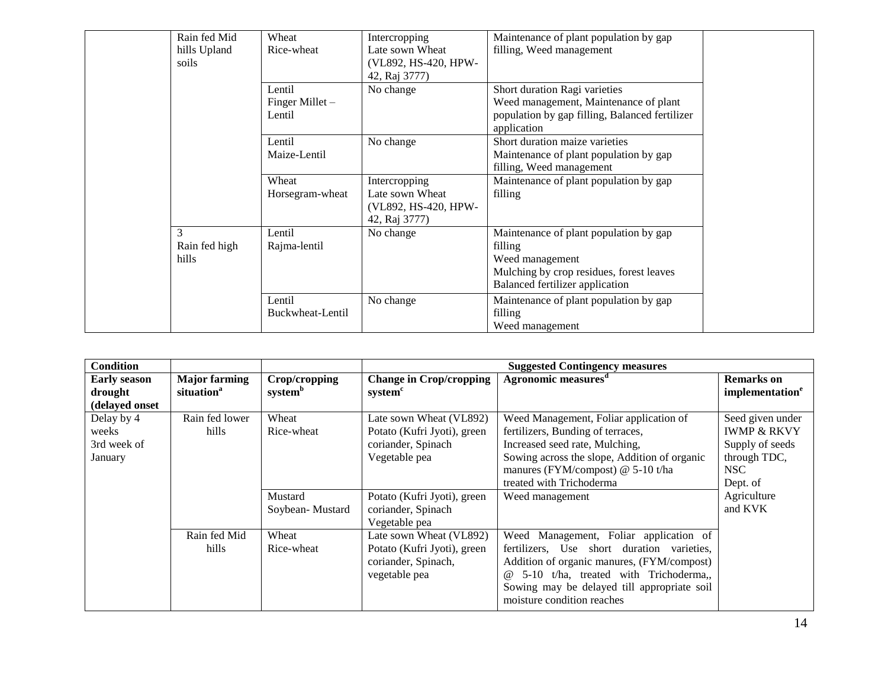| | | | | | |
|---|---|---|---|---|---|
| | Rain fed Mid hills Upland soils | Wheat<br>Rice-wheat | Intercropping<br>Late sown Wheat (VL892, HS-420, HPW-42, Raj 3777) | Maintenance of plant population by gap filling, Weed management | |
| | | Lentil<br>Finger Millet – Lentil | No change | Short duration Ragi varieties<br>Weed management, Maintenance of plant population by gap filling, Balanced fertilizer application | |
| | | Lentil<br>Maize-Lentil | No change | Short duration maize varieties<br>Maintenance of plant population by gap filling, Weed management | |
| | | Wheat<br>Horsegram-wheat | Intercropping<br>Late sown Wheat (VL892, HS-420, HPW-42, Raj 3777) | Maintenance of plant population by gap filling | |
| | 3<br>Rain fed high hills | Lentil<br>Rajma-lentil | No change | Maintenance of plant population by gap filling<br>Weed management<br>Mulching by crop residues, forest leaves<br>Balanced fertilizer application | |
| | | Lentil<br>Buckwheat-Lentil | No change | Maintenance of plant population by gap filling<br>Weed management | |

| **Condition** | | | **Suggested Contingency measures** | | |
|---|---|---|---|---|---|
| **Early season drought (delayed onset** | **Major farming situation[a]** | **Crop/cropping system[b]** | **Change in Crop/cropping system[c]** | **Agronomic measures[d]** | **Remarks on implementation[e]** |
| Delay by 4 weeks<br>3rd week of January | Rain fed lower hills | Wheat<br>Rice-wheat | Late sown Wheat (VL892)<br>Potato (Kufri Jyoti), green coriander, Spinach<br>Vegetable pea | Weed Management, Foliar application of fertilizers, Bunding of terraces,<br>Increased seed rate, Mulching,<br>Sowing across the slope, Addition of organic manures (FYM/compost) @ 5-10 t/ha treated with Trichoderma | Seed given under IWMP & RKVY<br>Supply of seeds through TDC, NSC<br>Dept. of Agriculture and KVK |
| | | Mustard<br>Soybean- Mustard | Potato (Kufri Jyoti), green coriander, Spinach<br>Vegetable pea | Weed management | |
| | Rain fed Mid hills | Wheat<br>Rice-wheat | Late sown Wheat (VL892)<br>Potato (Kufri Jyoti), green coriander, Spinach,<br>vegetable pea | Weed Management, Foliar application of fertilizers, Use short duration varieties, Addition of organic manures, (FYM/compost) @ 5-10 t/ha, treated with Trichoderma,, Sowing may be delayed till appropriate soil moisture condition reaches | |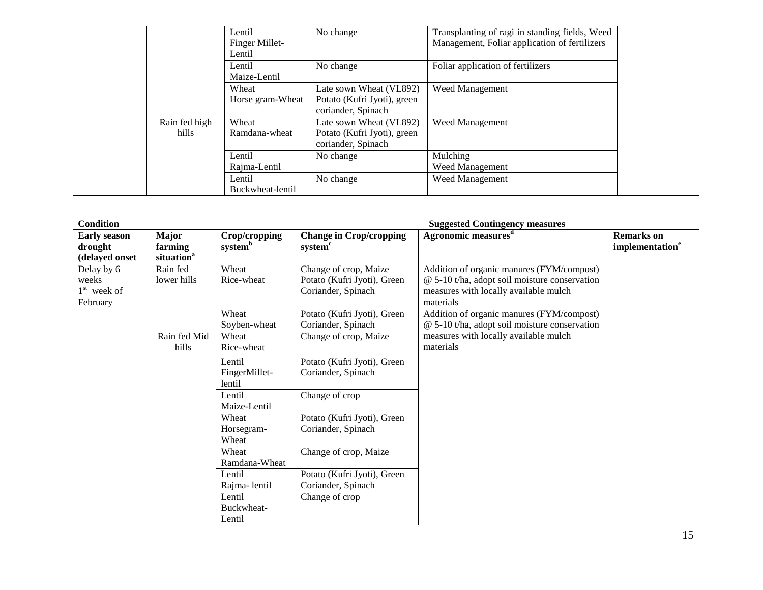| | | | | | |
|---|---|---|---|---|---|
| | | Lentil<br>Finger Millet-Lentil | No change | Transplanting of ragi in standing fields, Weed Management, Foliar application of fertilizers | |
| | | Lentil<br>Maize-Lentil | No change | Foliar application of fertilizers | |
| | | Wheat<br>Horse gram-Wheat | Late sown Wheat (VL892)<br>Potato (Kufri Jyoti), green coriander, Spinach | Weed Management | |
| | Rain fed high hills | Wheat<br>Ramdana-wheat | Late sown Wheat (VL892)<br>Potato (Kufri Jyoti), green coriander, Spinach | Weed Management | |
| | | Lentil<br>Rajma-Lentil | No change | Mulching<br>Weed Management | |
| | | Lentil<br>Buckwheat-lentil | No change | Weed Management | |

| Condition | | | Suggested Contingency measures | | |
|---|---|---|---|---|---|
| **Early season drought (delayed onset** | **Major farming situation[a]** | **Crop/cropping system[b]** | **Change in Crop/cropping system[c]** | **Agronomic measures[d]** | **Remarks on implementation[e]** |
| Delay by 6 weeks<br>1st week of February | Rain fed lower hills | Wheat<br>Rice-wheat | Change of crop, Maize<br>Potato (Kufri Jyoti), Green Coriander, Spinach | Addition of organic manures (FYM/compost) @ 5-10 t/ha, adopt soil moisture conservation measures with locally available mulch materials | |
| | | Wheat<br>Soyben-wheat | Potato (Kufri Jyoti), Green Coriander, Spinach | Addition of organic manures (FYM/compost) @ 5-10 t/ha, adopt soil moisture conservation measures with locally available mulch materials | |
| | Rain fed Mid hills | Wheat<br>Rice-wheat | Change of crop, Maize | | |
| | | Lentil<br>FingerMillet-lentil | Potato (Kufri Jyoti), Green Coriander, Spinach | | |
| | | Lentil<br>Maize-Lentil | Change of crop | | |
| | | Wheat<br>Horsegram-Wheat | Potato (Kufri Jyoti), Green Coriander, Spinach | | |
| | | Wheat<br>Ramdana-Wheat | Change of crop, Maize | | |
| | | Lentil<br>Rajma- lentil | Potato (Kufri Jyoti), Green Coriander, Spinach | | |
| | | Lentil<br>Buckwheat-Lentil | Change of crop | | |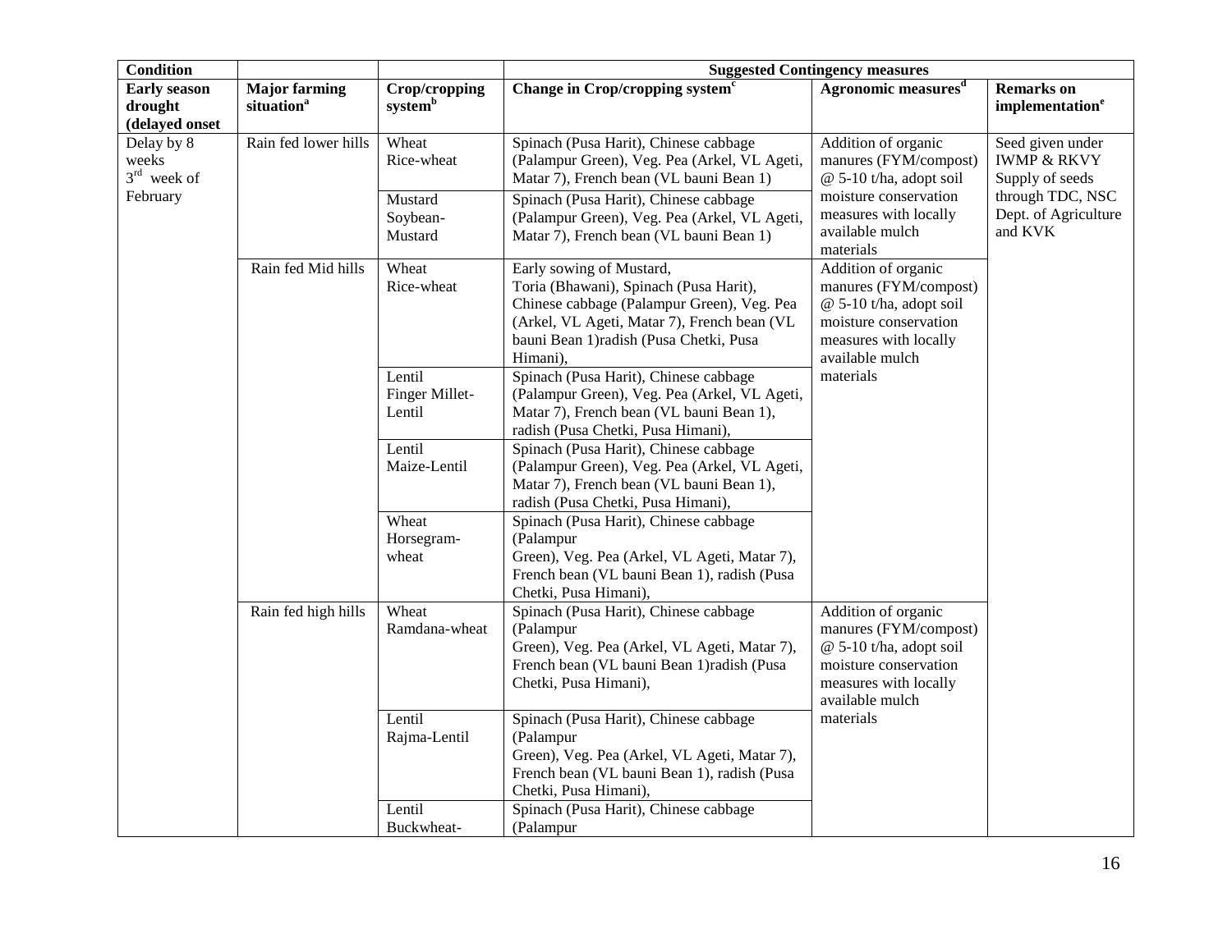| Condition | | | Suggested Contingency measures | | |
|---|---|---|---|---|---|
| **Early season drought (delayed onset** | **Major farming situation[a]** | **Crop/cropping system[b]** | **Change in Crop/cropping system[c]** | **Agronomic measures[d]** | **Remarks on implementation[e]** |
| Delay by 8 weeks 3rd week of February | Rain fed lower hills | Wheat Rice-wheat | Spinach (Pusa Harit), Chinese cabbage (Palampur Green), Veg. Pea (Arkel, VL Ageti, Matar 7), French bean (VL bauni Bean 1) | Addition of organic manures (FYM/compost) @ 5-10 t/ha, adopt soil moisture conservation measures with locally available mulch materials | Seed given under IWMP & RKVY Supply of seeds through TDC, NSC Dept. of Agriculture and KVK |
| | | Mustard Soybean-Mustard | Spinach (Pusa Harit), Chinese cabbage (Palampur Green), Veg. Pea (Arkel, VL Ageti, Matar 7), French bean (VL bauni Bean 1) | | |
| | Rain fed Mid hills | Wheat Rice-wheat | Early sowing of Mustard, Toria (Bhawani), Spinach (Pusa Harit), Chinese cabbage (Palampur Green), Veg. Pea (Arkel, VL Ageti, Matar 7), French bean (VL bauni Bean 1)radish (Pusa Chetki, Pusa Himani), | Addition of organic manures (FYM/compost) @ 5-10 t/ha, adopt soil moisture conservation measures with locally available mulch materials | |
| | | Lentil Finger Millet-Lentil | Spinach (Pusa Harit), Chinese cabbage (Palampur Green), Veg. Pea (Arkel, VL Ageti, Matar 7), French bean (VL bauni Bean 1), radish (Pusa Chetki, Pusa Himani), | | |
| | | Lentil Maize-Lentil | Spinach (Pusa Harit), Chinese cabbage (Palampur Green), Veg. Pea (Arkel, VL Ageti, Matar 7), French bean (VL bauni Bean 1), radish (Pusa Chetki, Pusa Himani), | | |
| | | Wheat Horsegram-wheat | Spinach (Pusa Harit), Chinese cabbage (Palampur Green), Veg. Pea (Arkel, VL Ageti, Matar 7), French bean (VL bauni Bean 1), radish (Pusa Chetki, Pusa Himani), | | |
| | Rain fed high hills | Wheat Ramdana-wheat | Spinach (Pusa Harit), Chinese cabbage (Palampur Green), Veg. Pea (Arkel, VL Ageti, Matar 7), French bean (VL bauni Bean 1)radish (Pusa Chetki, Pusa Himani), | Addition of organic manures (FYM/compost) @ 5-10 t/ha, adopt soil moisture conservation measures with locally available mulch materials | |
| | | Lentil Rajma-Lentil | Spinach (Pusa Harit), Chinese cabbage (Palampur Green), Veg. Pea (Arkel, VL Ageti, Matar 7), French bean (VL bauni Bean 1), radish (Pusa Chetki, Pusa Himani), | | |
| | | Lentil Buckwheat- | Spinach (Pusa Harit), Chinese cabbage (Palampur | | |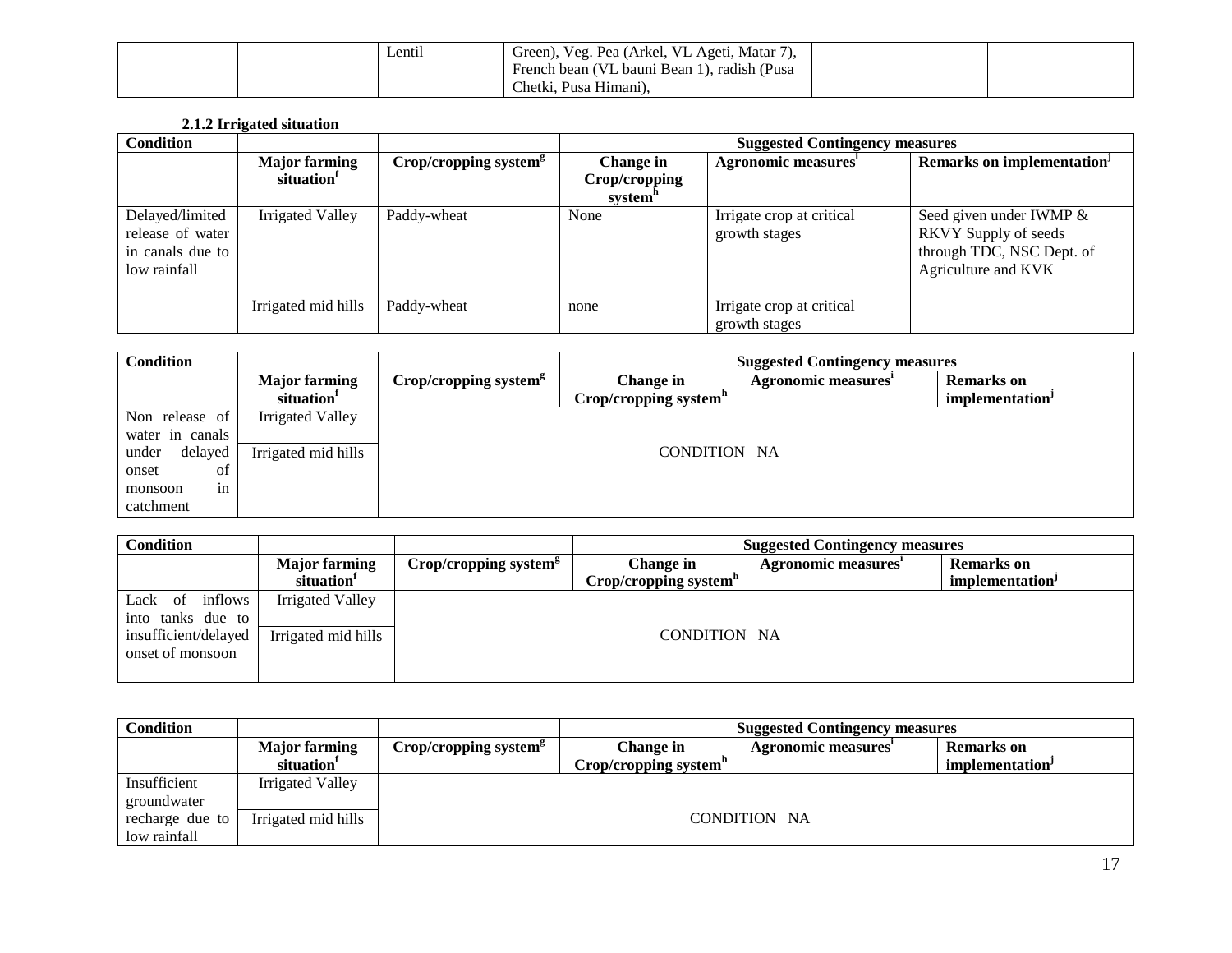| | | Lentil | Green), Veg. Pea (Arkel, VL Ageti, Matar 7), French bean (VL bauni Bean 1), radish (Pusa Chetki, Pusa Himani), | | |
|---|---|---|---|---|---|

**2.1.2 Irrigated situation**

| Condition | | | Suggested Contingency measures | | |
|---|---|---|---|---|---|
| | **Major farming situation**[f] | **Crop/cropping system**[g] | **Change in Crop/cropping system**[h] | **Agronomic measures**[i] | **Remarks on implementation**[j] |
| Delayed/limited release of water in canals due to low rainfall | Irrigated Valley | Paddy-wheat | None | Irrigate crop at critical growth stages | Seed given under IWMP & RKVY Supply of seeds through TDC, NSC Dept. of Agriculture and KVK |
| | Irrigated mid hills | Paddy-wheat | none | Irrigate crop at critical growth stages | |

| Condition | | | Suggested Contingency measures | | |
|---|---|---|---|---|---|
| | **Major farming situation**[f] | **Crop/cropping system**[g] | **Change in Crop/cropping system**[h] | **Agronomic measures**[i] | **Remarks on implementation**[j] |
| Non release of water in canals under delayed onset of monsoon in catchment | Irrigated Valley | CONDITION NA | | | |
| | Irrigated mid hills | | | | |

| Condition | | | Suggested Contingency measures | | |
|---|---|---|---|---|---|
| | **Major farming situation**[f] | **Crop/cropping system**[g] | **Change in Crop/cropping system**[h] | **Agronomic measures**[i] | **Remarks on implementation**[j] |
| Lack of inflows into tanks due to insufficient/delayed onset of monsoon | Irrigated Valley | CONDITION NA | | | |
| | Irrigated mid hills | | | | |

| Condition | | | Suggested Contingency measures | | |
|---|---|---|---|---|---|
| | **Major farming situation**[f] | **Crop/cropping system**[g] | **Change in Crop/cropping system**[h] | **Agronomic measures**[i] | **Remarks on implementation**[j] |
| Insufficient groundwater recharge due to low rainfall | Irrigated Valley | CONDITION NA | | | |
| | Irrigated mid hills | | | | |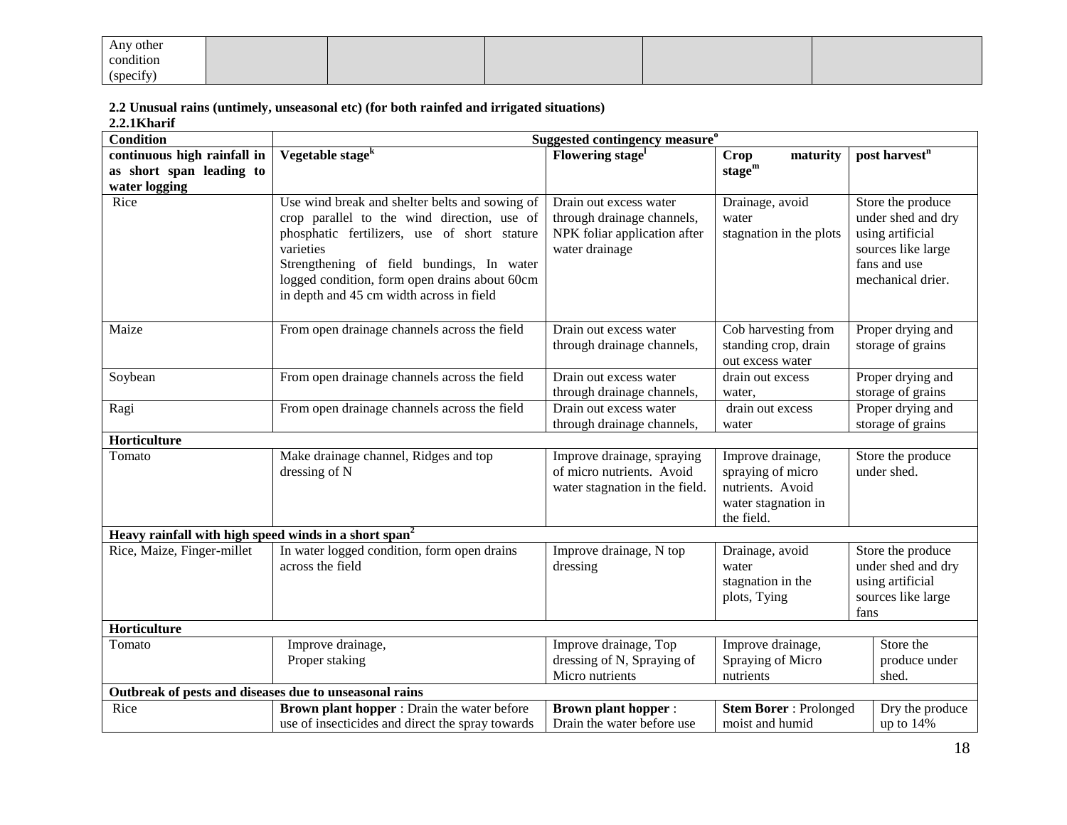| Any other condition (specify) | | | | | |
|---|---|---|---|---|---|

**2.2 Unusual rains (untimely, unseasonal etc) (for both rainfed and irrigated situations)**

**2.2.1Kharif**

| Condition | Suggested contingency measure[o] | | | |
|---|---|---|---|---|
| **continuous high rainfall in as short span leading to water logging** | **Vegetable stage[k]** | **Flowering stage[l]** | **Crop maturity stage[m]** | **post harvest[n]** |
| Rice | Use wind break and shelter belts and sowing of crop parallel to the wind direction, use of phosphatic fertilizers, use of short stature varieties<br>Strengthening of field bundings, In water logged condition, form open drains about 60cm in depth and 45 cm width across in field | Drain out excess water through drainage channels, NPK foliar application after water drainage | Drainage, avoid water stagnation in the plots | Store the produce under shed and dry using artificial sources like large fans and use mechanical drier. |
| Maize | From open drainage channels across the field | Drain out excess water through drainage channels, | Cob harvesting from standing crop, drain out excess water | Proper drying and storage of grains |
| Soybean | From open drainage channels across the field | Drain out excess water through drainage channels, | drain out excess water, | Proper drying and storage of grains |
| Ragi | From open drainage channels across the field | Drain out excess water through drainage channels, | drain out excess water | Proper drying and storage of grains |
| **Horticulture** | | | | |
| Tomato | Make drainage channel, Ridges and top dressing of N | Improve drainage, spraying of micro nutrients. Avoid water stagnation in the field. | Improve drainage, spraying of micro nutrients. Avoid water stagnation in the field. | Store the produce under shed. |
| **Heavy rainfall with high speed winds in a short span[2]** | | | | |
| Rice, Maize, Finger-millet | In water logged condition, form open drains across the field | Improve drainage, N top dressing | Drainage, avoid water stagnation in the plots, Tying | Store the produce under shed and dry using artificial sources like large fans |
| **Horticulture** | | | | |
| Tomato | Improve drainage,<br>Proper staking | Improve drainage, Top dressing of N, Spraying of Micro nutrients | Improve drainage, Spraying of Micro nutrients | Store the produce under shed. |
| **Outbreak of pests and diseases due to unseasonal rains** | | | | |
| Rice | **Brown plant hopper** : Drain the water before use of insecticides and direct the spray towards | **Brown plant hopper** : Drain the water before use | **Stem Borer** : Prolonged moist and humid | Dry the produce up to 14% |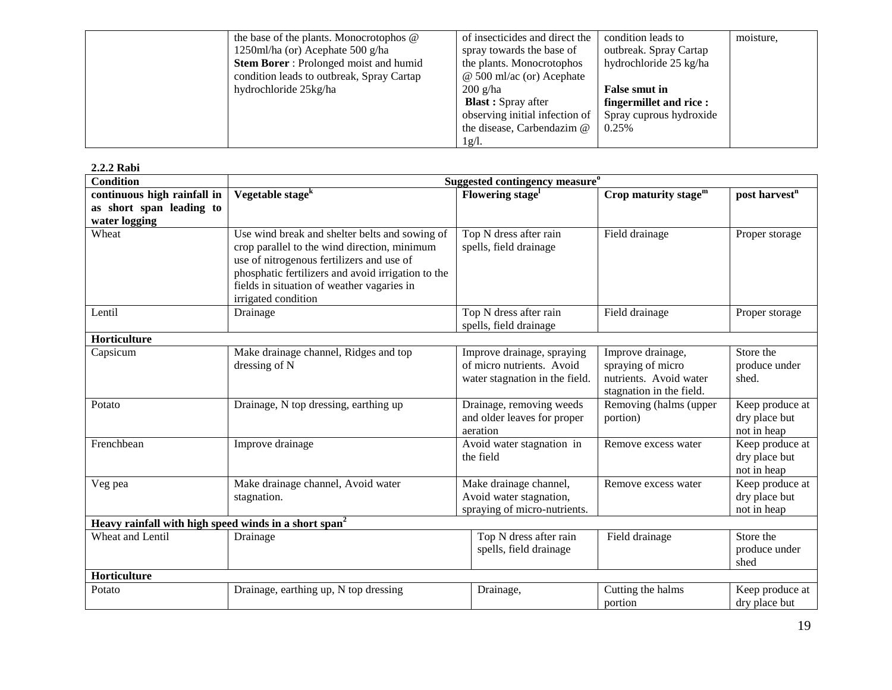| | | | | |
|---|---|---|---|---|
| | the base of the plants. Monocrotophos @ 1250ml/ha (or) Acephate 500 g/ha **Stem Borer** : Prolonged moist and humid condition leads to outbreak, Spray Cartap hydrochloride 25kg/ha | of insecticides and direct the spray towards the base of the plants. Monocrotophos @ 500 ml/ac (or) Acephate 200 g/ha **Blast :** Spray after observing initial infection of the disease, Carbendazim @ 1g/l. | condition leads to outbreak. Spray Cartap hydrochloride 25 kg/ha **False smut in fingermillet and rice :** Spray cuprous hydroxide 0.25% | moisture, |

**2.2.2 Rabi**

| Condition | Suggested contingency measure[o] | | | |
|---|---|---|---|---|
| **continuous high rainfall in as short span leading to water logging** | **Vegetable stage[k]** | **Flowering stage[l]** | **Crop maturity stage[m]** | **post harvest[n]** |
| Wheat | Use wind break and shelter belts and sowing of crop parallel to the wind direction, minimum use of nitrogenous fertilizers and use of phosphatic fertilizers and avoid irrigation to the fields in situation of weather vagaries in irrigated condition | Top N dress after rain spells, field drainage | Field drainage | Proper storage |
| Lentil | Drainage | Top N dress after rain spells, field drainage | Field drainage | Proper storage |
| **Horticulture** | | | | |
| Capsicum | Make drainage channel, Ridges and top dressing of N | Improve drainage, spraying of micro nutrients. Avoid water stagnation in the field. | Improve drainage, spraying of micro nutrients. Avoid water stagnation in the field. | Store the produce under shed. |
| Potato | Drainage, N top dressing, earthing up | Drainage, removing weeds and older leaves for proper aeration | Removing (halms (upper portion) | Keep produce at dry place but not in heap |
| Frenchbean | Improve drainage | Avoid water stagnation in the field | Remove excess water | Keep produce at dry place but not in heap |
| Veg pea | Make drainage channel, Avoid water stagnation. | Make drainage channel, Avoid water stagnation, spraying of micro-nutrients. | Remove excess water | Keep produce at dry place but not in heap |
| **Heavy rainfall with high speed winds in a short span[2]** | | | | |
| Wheat and Lentil | Drainage | Top N dress after rain spells, field drainage | Field drainage | Store the produce under shed |
| **Horticulture** | | | | |
| Potato | Drainage, earthing up, N top dressing | Drainage, | Cutting the halms portion | Keep produce at dry place but |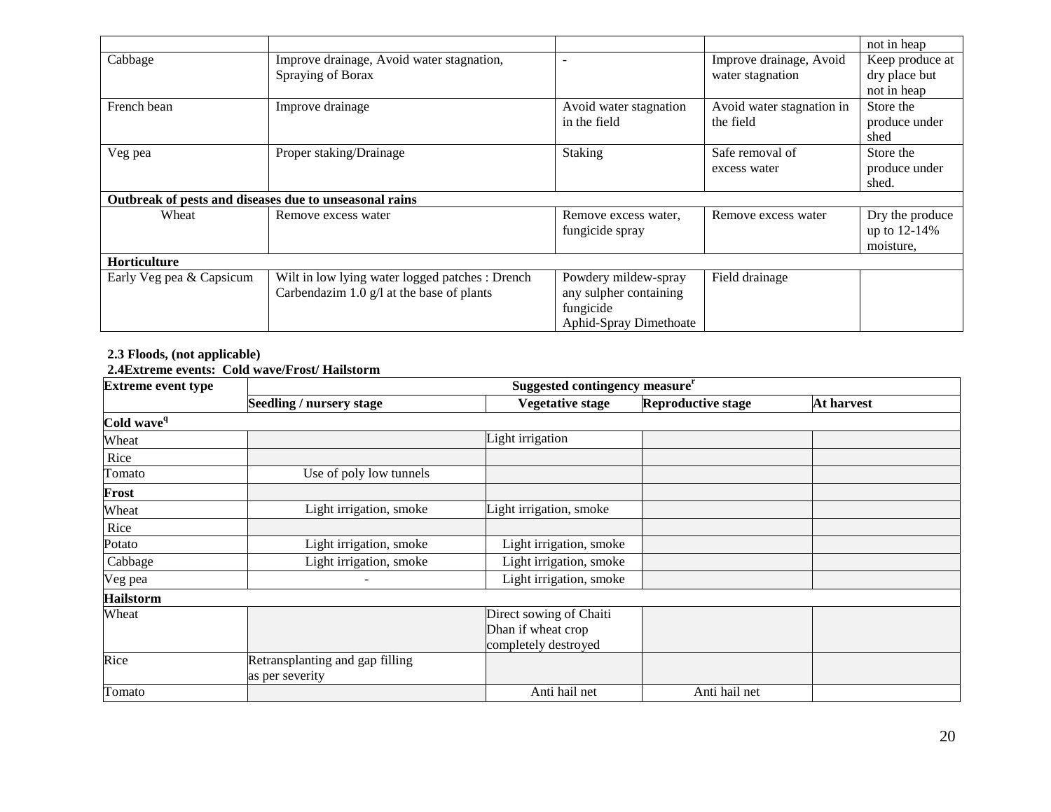| | | | | not in heap |
|---|---|---|---|---|
| Cabbage | Improve drainage, Avoid water stagnation, Spraying of Borax | - | Improve drainage, Avoid water stagnation | Keep produce at dry place but not in heap |
| French bean | Improve drainage | Avoid water stagnation in the field | Avoid water stagnation in the field | Store the produce under shed |
| Veg pea | Proper staking/Drainage | Staking | Safe removal of excess water | Store the produce under shed. |
| **Outbreak of pests and diseases due to unseasonal rains** | | | | |
| Wheat | Remove excess water | Remove excess water, fungicide spray | Remove excess water | Dry the produce up to 12-14% moisture, |
| **Horticulture** | | | | |
| Early Veg pea & Capsicum | Wilt in low lying water logged patches : Drench Carbendazim 1.0 g/l at the base of plants | Powdery mildew-spray any sulpher containing fungicide Aphid-Spray Dimethoate | Field drainage | |

**2.3 Floods, (not applicable)**

**2.4Extreme events: Cold wave/Frost/ Hailstorm**

| **Extreme event type** | **Suggested contingency measure[r]** | | | |
|---|---|---|---|---|
| | **Seedling / nursery stage** | **Vegetative stage** | **Reproductive stage** | **At harvest** |
| **Cold wave[q]** | | | | |
| Wheat | | Light irrigation | | |
| Rice | | | | |
| Tomato | Use of poly low tunnels | | | |
| **Frost** | | | | |
| Wheat | Light irrigation, smoke | Light irrigation, smoke | | |
| Rice | | | | |
| Potato | Light irrigation, smoke | Light irrigation, smoke | | |
| Cabbage | Light irrigation, smoke | Light irrigation, smoke | | |
| Veg pea | - | Light irrigation, smoke | | |
| **Hailstorm** | | | | |
| Wheat | | Direct sowing of Chaiti Dhan if wheat crop completely destroyed | | |
| Rice | Retransplanting and gap filling as per severity | | | |
| Tomato | | Anti hail net | Anti hail net | |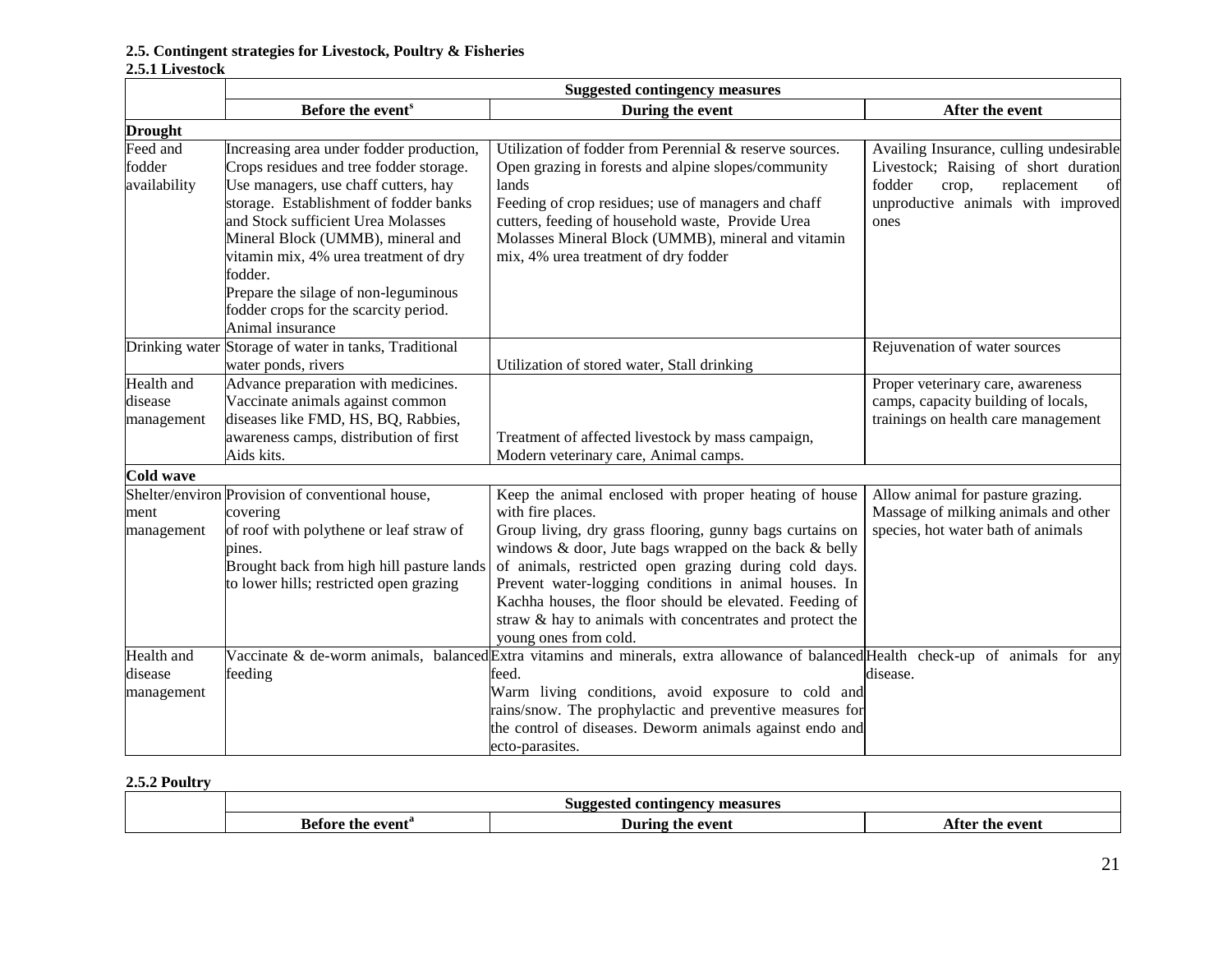### 2.5. Contingent strategies for Livestock, Poultry & Fisheries

#### 2.5.1 Livestock

| | Suggested contingency measures | | |
|---|---|---|---|
| | Before the event[s] | During the event | After the event |
| **Drought** | | | |
| Feed and fodder availability | Increasing area under fodder production, Crops residues and tree fodder storage. Use managers, use chaff cutters, hay storage. Establishment of fodder banks and Stock sufficient Urea Molasses Mineral Block (UMMB), mineral and vitamin mix, 4% urea treatment of dry fodder. Prepare the silage of non-leguminous fodder crops for the scarcity period. Animal insurance | Utilization of fodder from Perennial & reserve sources. Open grazing in forests and alpine slopes/community lands Feeding of crop residues; use of managers and chaff cutters, feeding of household waste, Provide Urea Molasses Mineral Block (UMMB), mineral and vitamin mix, 4% urea treatment of dry fodder | Availing Insurance, culling undesirable Livestock; Raising of short duration fodder crop, replacement of unproductive animals with improved ones |
| Drinking water | Storage of water in tanks, Traditional water ponds, rivers | Utilization of stored water, Stall drinking | Rejuvenation of water sources |
| Health and disease management | Advance preparation with medicines. Vaccinate animals against common diseases like FMD, HS, BQ, Rabbies, awareness camps, distribution of first Aids kits. | Treatment of affected livestock by mass campaign, Modern veterinary care, Animal camps. | Proper veterinary care, awareness camps, capacity building of locals, trainings on health care management |
| **Cold wave** | | | |
| Shelter/environment management | Provision of conventional house, covering of roof with polythene or leaf straw of pines. Brought back from high hill pasture lands to lower hills; restricted open grazing | Keep the animal enclosed with proper heating of house with fire places. Group living, dry grass flooring, gunny bags curtains on windows & door, Jute bags wrapped on the back & belly of animals, restricted open grazing during cold days. Prevent water-logging conditions in animal houses. In Kachha houses, the floor should be elevated. Feeding of straw & hay to animals with concentrates and protect the young ones from cold. | Allow animal for pasture grazing. Massage of milking animals and other species, hot water bath of animals |
| Health and disease management | Vaccinate & de-worm animals, balanced feeding | Extra vitamins and minerals, extra allowance of balanced feed. Warm living conditions, avoid exposure to cold and rains/snow. The prophylactic and preventive measures for the control of diseases. Deworm animals against endo and ecto-parasites. | Health check-up of animals for any disease. |

#### 2.5.2 Poultry

| | Suggested contingency measures | | |
|---|---|---|---|
| | Before the event[a] | During the event | After the event |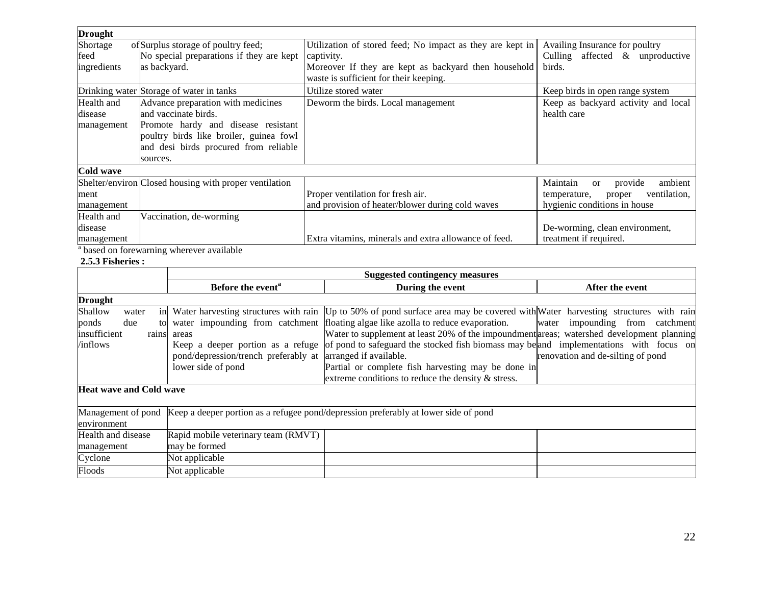| | | | |
|---|---|---|---|
| **Drought** | | | |
| Shortage of feed ingredients | Surplus storage of poultry feed; No special preparations if they are kept as backyard. | Utilization of stored feed; No impact as they are kept in captivity. Moreover If they are kept as backyard then household waste is sufficient for their keeping. | Availing Insurance for poultry Culling affected & unproductive birds. |
| Drinking water | Storage of water in tanks | Utilize stored water | Keep birds in open range system |
| Health and disease management | Advance preparation with medicines and vaccinate birds. Promote hardy and disease resistant poultry birds like broiler, guinea fowl and desi birds procured from reliable sources. | Deworm the birds. Local management | Keep as backyard activity and local health care |
| **Cold wave** | | | |
| Shelter/environment management | Closed housing with proper ventilation | Proper ventilation for fresh air. and provision of heater/blower during cold waves | Maintain or provide ambient temperature, proper ventilation, hygienic conditions in house |
| Health and disease management | Vaccination, de-worming | Extra vitamins, minerals and extra allowance of feed. | De-worming, clean environment, treatment if required. |

[a] based on forewarning wherever available

**2.5.3 Fisheries :**

| | Suggested contingency measures | | |
|---|---|---|---|
| | **Before the event[a]** | **During the event** | **After the event** |
| **Drought** | | | |
| Shallow water in ponds due to insufficient rains /inflows | Water harvesting structures with rain water impounding from catchment areas Keep a deeper portion as a refuge pond/depression/trench preferably at lower side of pond | Up to 50% of pond surface area may be covered with floating algae like azolla to reduce evaporation. Water to supplement at least 20% of the impoundment of pond to safeguard the stocked fish biomass may be arranged if available. Partial or complete fish harvesting may be done in extreme conditions to reduce the density & stress. | Water harvesting structures with rain water impounding from catchment areas; watershed development planning and implementations with focus on renovation and de-silting of pond |
| **Heat wave and Cold wave** | | | |
| Management of pond environment | Keep a deeper portion as a refugee pond/depression preferably at lower side of pond | | |
| Health and disease management | Rapid mobile veterinary team (RMVT) may be formed | | |
| Cyclone | Not applicable | | |
| Floods | Not applicable | | |